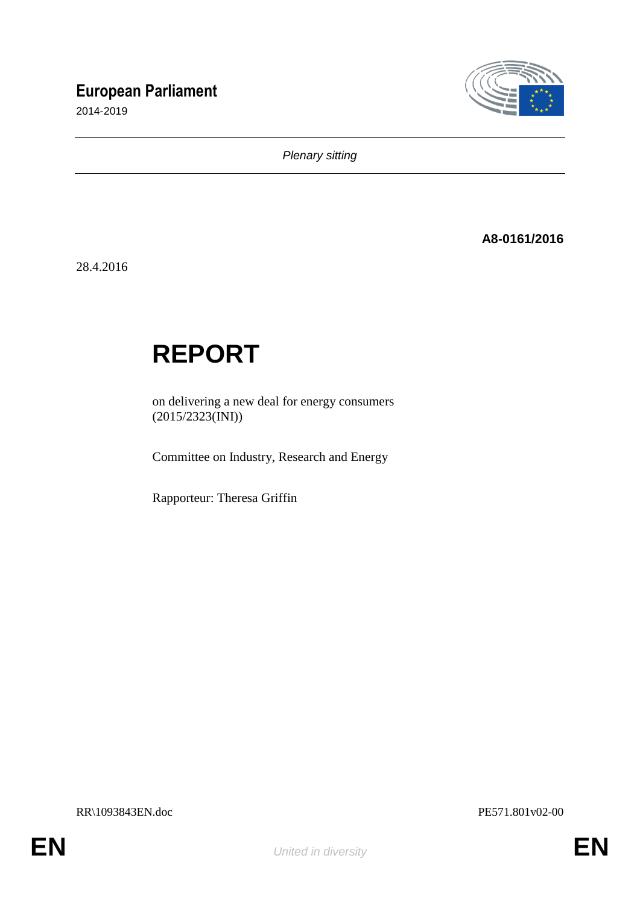**European Parliament**

2014-2019

*Plenary sitting*

**A8-0161/2016**

28.4.2016

# REPORT

on delivering a new deal for energy consumers
(2015/2323(INI))

Committee on Industry, Research and Energy

Rapporteur: Theresa Griffin

RR\1093843EN.doc PE571.801v02-00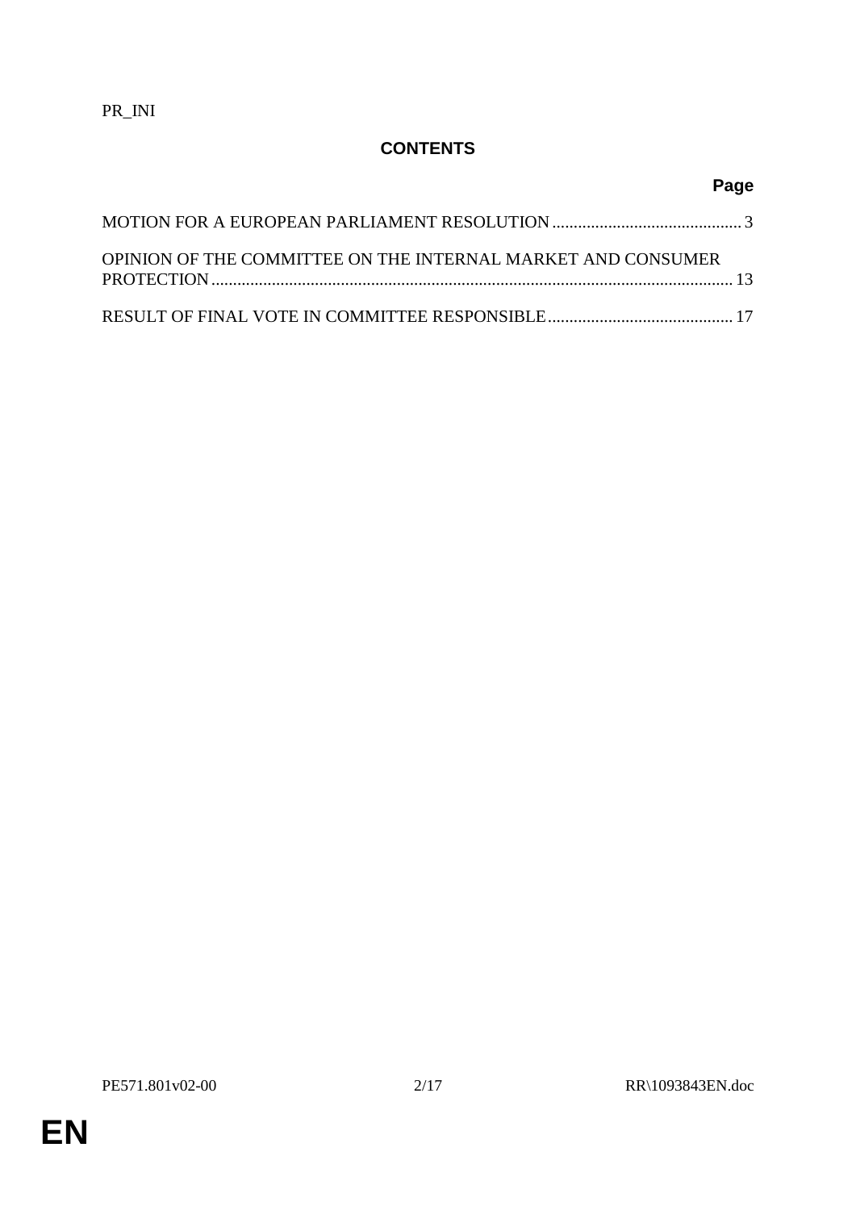PR_INI

## CONTENTS

| | Page |
|---|---|
| MOTION FOR A EUROPEAN PARLIAMENT RESOLUTION | 3 |
| OPINION OF THE COMMITTEE ON THE INTERNAL MARKET AND CONSUMER PROTECTION | 13 |
| RESULT OF FINAL VOTE IN COMMITTEE RESPONSIBLE | 17 |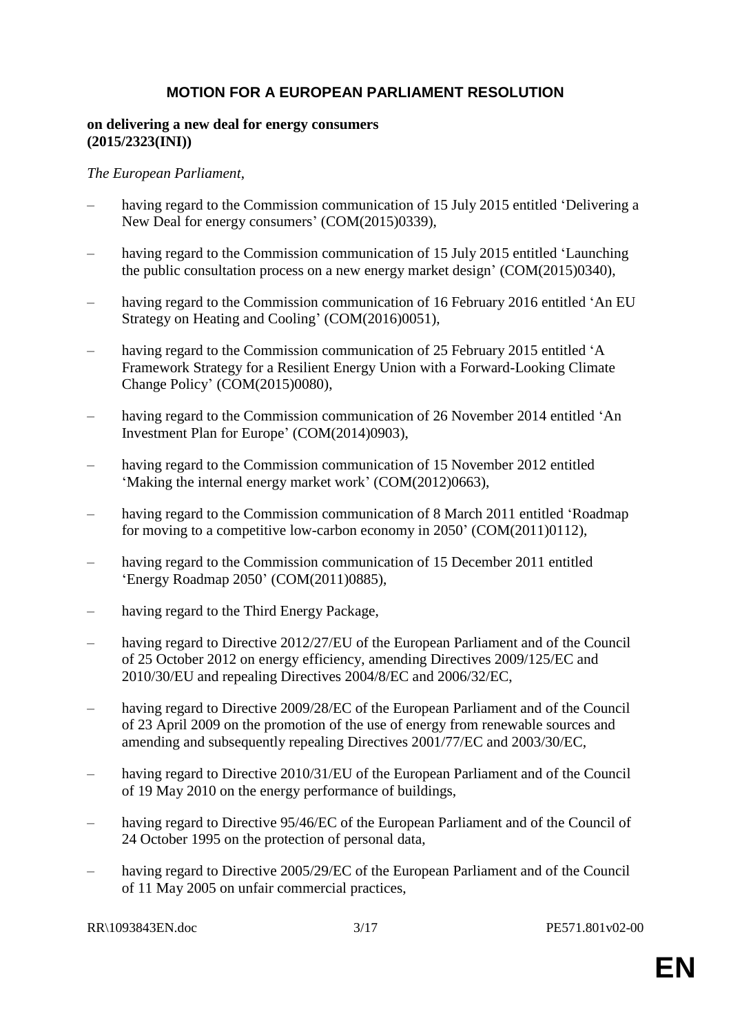# MOTION FOR A EUROPEAN PARLIAMENT RESOLUTION

**on delivering a new deal for energy consumers**
**(2015/2323(INI))**

*The European Parliament*,

– having regard to the Commission communication of 15 July 2015 entitled 'Delivering a New Deal for energy consumers' (COM(2015)0339),

– having regard to the Commission communication of 15 July 2015 entitled 'Launching the public consultation process on a new energy market design' (COM(2015)0340),

– having regard to the Commission communication of 16 February 2016 entitled 'An EU Strategy on Heating and Cooling' (COM(2016)0051),

– having regard to the Commission communication of 25 February 2015 entitled 'A Framework Strategy for a Resilient Energy Union with a Forward-Looking Climate Change Policy' (COM(2015)0080),

– having regard to the Commission communication of 26 November 2014 entitled 'An Investment Plan for Europe' (COM(2014)0903),

– having regard to the Commission communication of 15 November 2012 entitled 'Making the internal energy market work' (COM(2012)0663),

– having regard to the Commission communication of 8 March 2011 entitled 'Roadmap for moving to a competitive low-carbon economy in 2050' (COM(2011)0112),

– having regard to the Commission communication of 15 December 2011 entitled 'Energy Roadmap 2050' (COM(2011)0885),

– having regard to the Third Energy Package,

– having regard to Directive 2012/27/EU of the European Parliament and of the Council of 25 October 2012 on energy efficiency, amending Directives 2009/125/EC and 2010/30/EU and repealing Directives 2004/8/EC and 2006/32/EC,

– having regard to Directive 2009/28/EC of the European Parliament and of the Council of 23 April 2009 on the promotion of the use of energy from renewable sources and amending and subsequently repealing Directives 2001/77/EC and 2003/30/EC,

– having regard to Directive 2010/31/EU of the European Parliament and of the Council of 19 May 2010 on the energy performance of buildings,

– having regard to Directive 95/46/EC of the European Parliament and of the Council of 24 October 1995 on the protection of personal data,

– having regard to Directive 2005/29/EC of the European Parliament and of the Council of 11 May 2005 on unfair commercial practices,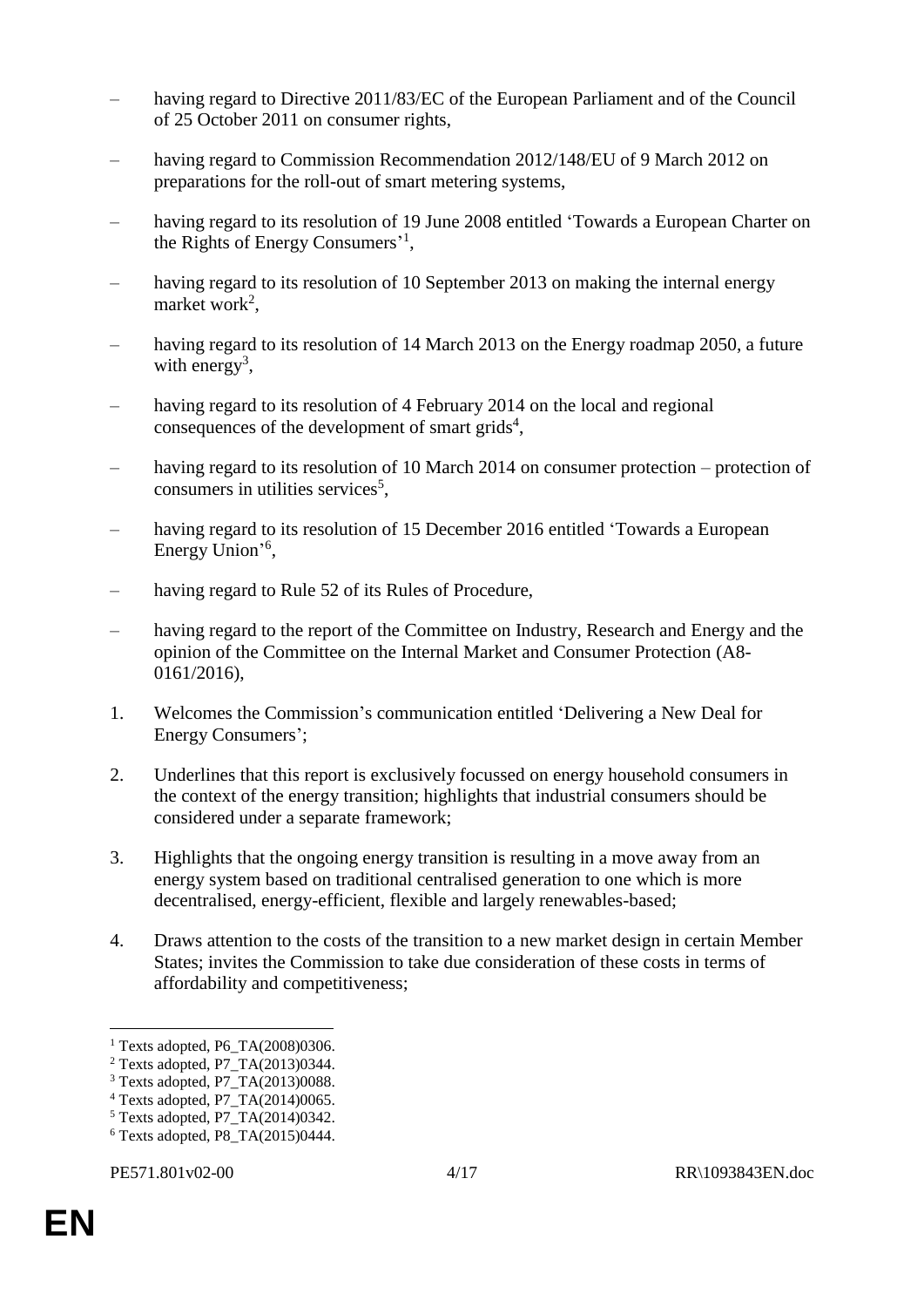– having regard to Directive 2011/83/EC of the European Parliament and of the Council of 25 October 2011 on consumer rights,

– having regard to Commission Recommendation 2012/148/EU of 9 March 2012 on preparations for the roll-out of smart metering systems,

– having regard to its resolution of 19 June 2008 entitled 'Towards a European Charter on the Rights of Energy Consumers'[1],

– having regard to its resolution of 10 September 2013 on making the internal energy market work[2],

– having regard to its resolution of 14 March 2013 on the Energy roadmap 2050, a future with energy[3],

– having regard to its resolution of 4 February 2014 on the local and regional consequences of the development of smart grids[4],

– having regard to its resolution of 10 March 2014 on consumer protection – protection of consumers in utilities services[5],

– having regard to its resolution of 15 December 2016 entitled 'Towards a European Energy Union'[6],

– having regard to Rule 52 of its Rules of Procedure,

– having regard to the report of the Committee on Industry, Research and Energy and the opinion of the Committee on the Internal Market and Consumer Protection (A8-0161/2016),

1. Welcomes the Commission's communication entitled 'Delivering a New Deal for Energy Consumers';

2. Underlines that this report is exclusively focussed on energy household consumers in the context of the energy transition; highlights that industrial consumers should be considered under a separate framework;

3. Highlights that the ongoing energy transition is resulting in a move away from an energy system based on traditional centralised generation to one which is more decentralised, energy-efficient, flexible and largely renewables-based;

4. Draws attention to the costs of the transition to a new market design in certain Member States; invites the Commission to take due consideration of these costs in terms of affordability and competitiveness;

---

[1] Texts adopted, P6_TA(2008)0306.
[2] Texts adopted, P7_TA(2013)0344.
[3] Texts adopted, P7_TA(2013)0088.
[4] Texts adopted, P7_TA(2014)0065.
[5] Texts adopted, P7_TA(2014)0342.
[6] Texts adopted, P8_TA(2015)0444.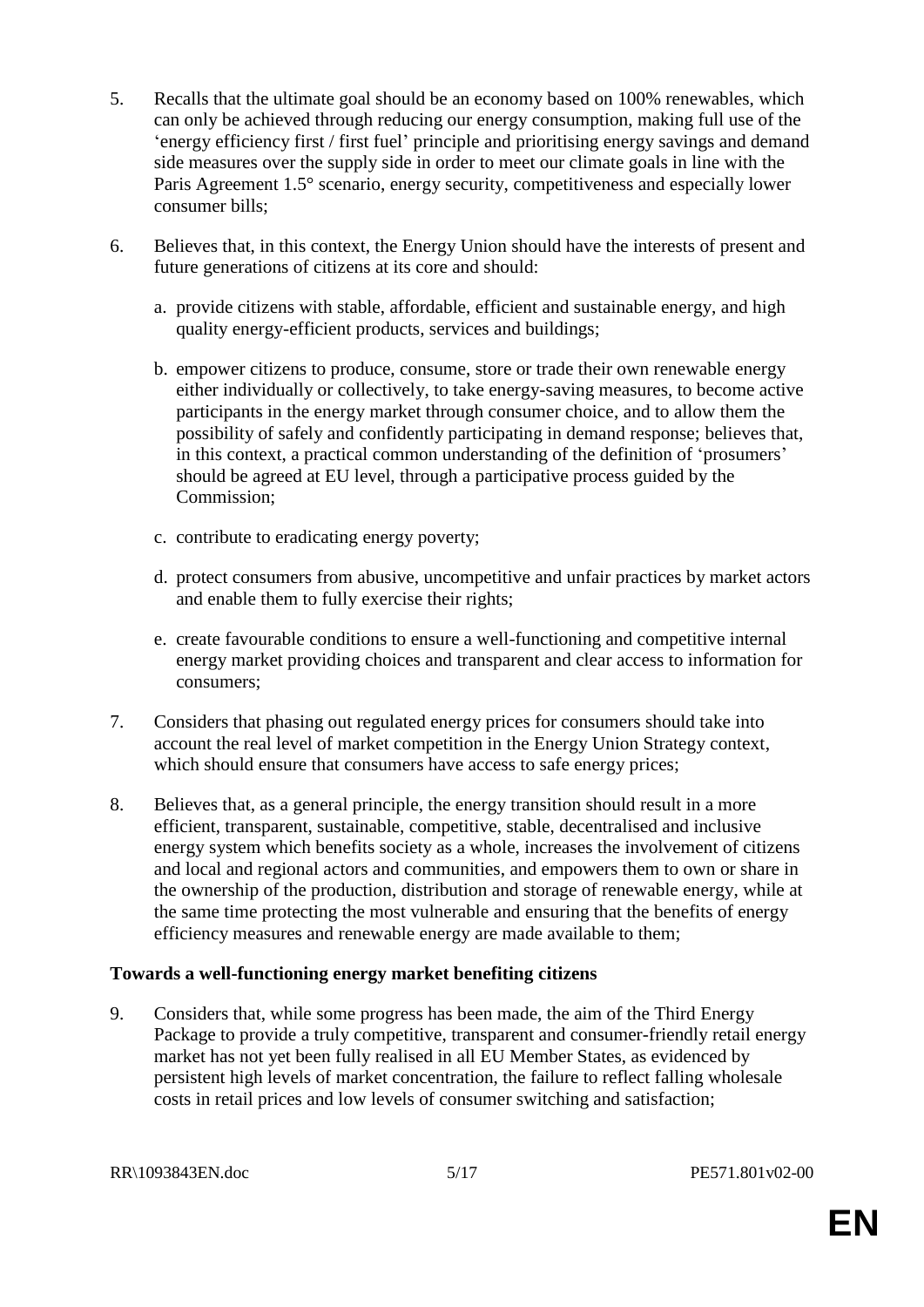5. Recalls that the ultimate goal should be an economy based on 100% renewables, which can only be achieved through reducing our energy consumption, making full use of the 'energy efficiency first / first fuel' principle and prioritising energy savings and demand side measures over the supply side in order to meet our climate goals in line with the Paris Agreement 1.5° scenario, energy security, competitiveness and especially lower consumer bills;

6. Believes that, in this context, the Energy Union should have the interests of present and future generations of citizens at its core and should:

   a. provide citizens with stable, affordable, efficient and sustainable energy, and high quality energy-efficient products, services and buildings;

   b. empower citizens to produce, consume, store or trade their own renewable energy either individually or collectively, to take energy-saving measures, to become active participants in the energy market through consumer choice, and to allow them the possibility of safely and confidently participating in demand response; believes that, in this context, a practical common understanding of the definition of 'prosumers' should be agreed at EU level, through a participative process guided by the Commission;

   c. contribute to eradicating energy poverty;

   d. protect consumers from abusive, uncompetitive and unfair practices by market actors and enable them to fully exercise their rights;

   e. create favourable conditions to ensure a well-functioning and competitive internal energy market providing choices and transparent and clear access to information for consumers;

7. Considers that phasing out regulated energy prices for consumers should take into account the real level of market competition in the Energy Union Strategy context, which should ensure that consumers have access to safe energy prices;

8. Believes that, as a general principle, the energy transition should result in a more efficient, transparent, sustainable, competitive, stable, decentralised and inclusive energy system which benefits society as a whole, increases the involvement of citizens and local and regional actors and communities, and empowers them to own or share in the ownership of the production, distribution and storage of renewable energy, while at the same time protecting the most vulnerable and ensuring that the benefits of energy efficiency measures and renewable energy are made available to them;

**Towards a well-functioning energy market benefiting citizens**

9. Considers that, while some progress has been made, the aim of the Third Energy Package to provide a truly competitive, transparent and consumer-friendly retail energy market has not yet been fully realised in all EU Member States, as evidenced by persistent high levels of market concentration, the failure to reflect falling wholesale costs in retail prices and low levels of consumer switching and satisfaction;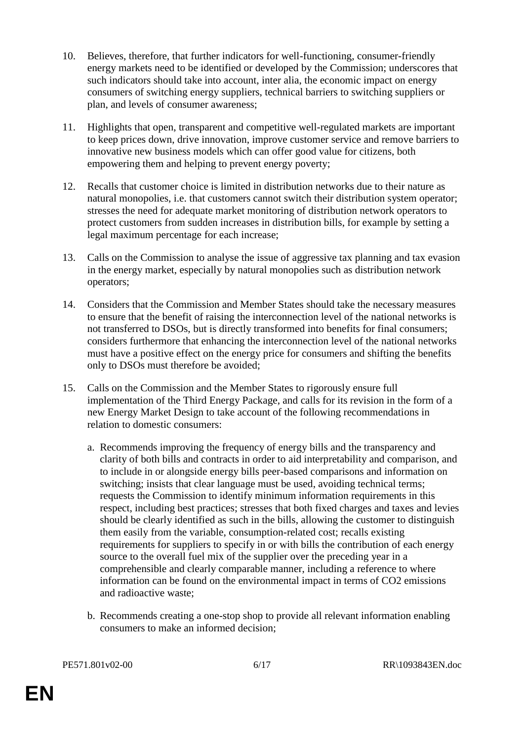10. Believes, therefore, that further indicators for well-functioning, consumer-friendly energy markets need to be identified or developed by the Commission; underscores that such indicators should take into account, inter alia, the economic impact on energy consumers of switching energy suppliers, technical barriers to switching suppliers or plan, and levels of consumer awareness;

11. Highlights that open, transparent and competitive well-regulated markets are important to keep prices down, drive innovation, improve customer service and remove barriers to innovative new business models which can offer good value for citizens, both empowering them and helping to prevent energy poverty;

12. Recalls that customer choice is limited in distribution networks due to their nature as natural monopolies, i.e. that customers cannot switch their distribution system operator; stresses the need for adequate market monitoring of distribution network operators to protect customers from sudden increases in distribution bills, for example by setting a legal maximum percentage for each increase;

13. Calls on the Commission to analyse the issue of aggressive tax planning and tax evasion in the energy market, especially by natural monopolies such as distribution network operators;

14. Considers that the Commission and Member States should take the necessary measures to ensure that the benefit of raising the interconnection level of the national networks is not transferred to DSOs, but is directly transformed into benefits for final consumers; considers furthermore that enhancing the interconnection level of the national networks must have a positive effect on the energy price for consumers and shifting the benefits only to DSOs must therefore be avoided;

15. Calls on the Commission and the Member States to rigorously ensure full implementation of the Third Energy Package, and calls for its revision in the form of a new Energy Market Design to take account of the following recommendations in relation to domestic consumers:

    a. Recommends improving the frequency of energy bills and the transparency and clarity of both bills and contracts in order to aid interpretability and comparison, and to include in or alongside energy bills peer-based comparisons and information on switching; insists that clear language must be used, avoiding technical terms; requests the Commission to identify minimum information requirements in this respect, including best practices; stresses that both fixed charges and taxes and levies should be clearly identified as such in the bills, allowing the customer to distinguish them easily from the variable, consumption-related cost; recalls existing requirements for suppliers to specify in or with bills the contribution of each energy source to the overall fuel mix of the supplier over the preceding year in a comprehensible and clearly comparable manner, including a reference to where information can be found on the environmental impact in terms of $CO_2$ emissions and radioactive waste;

    b. Recommends creating a one-stop shop to provide all relevant information enabling consumers to make an informed decision;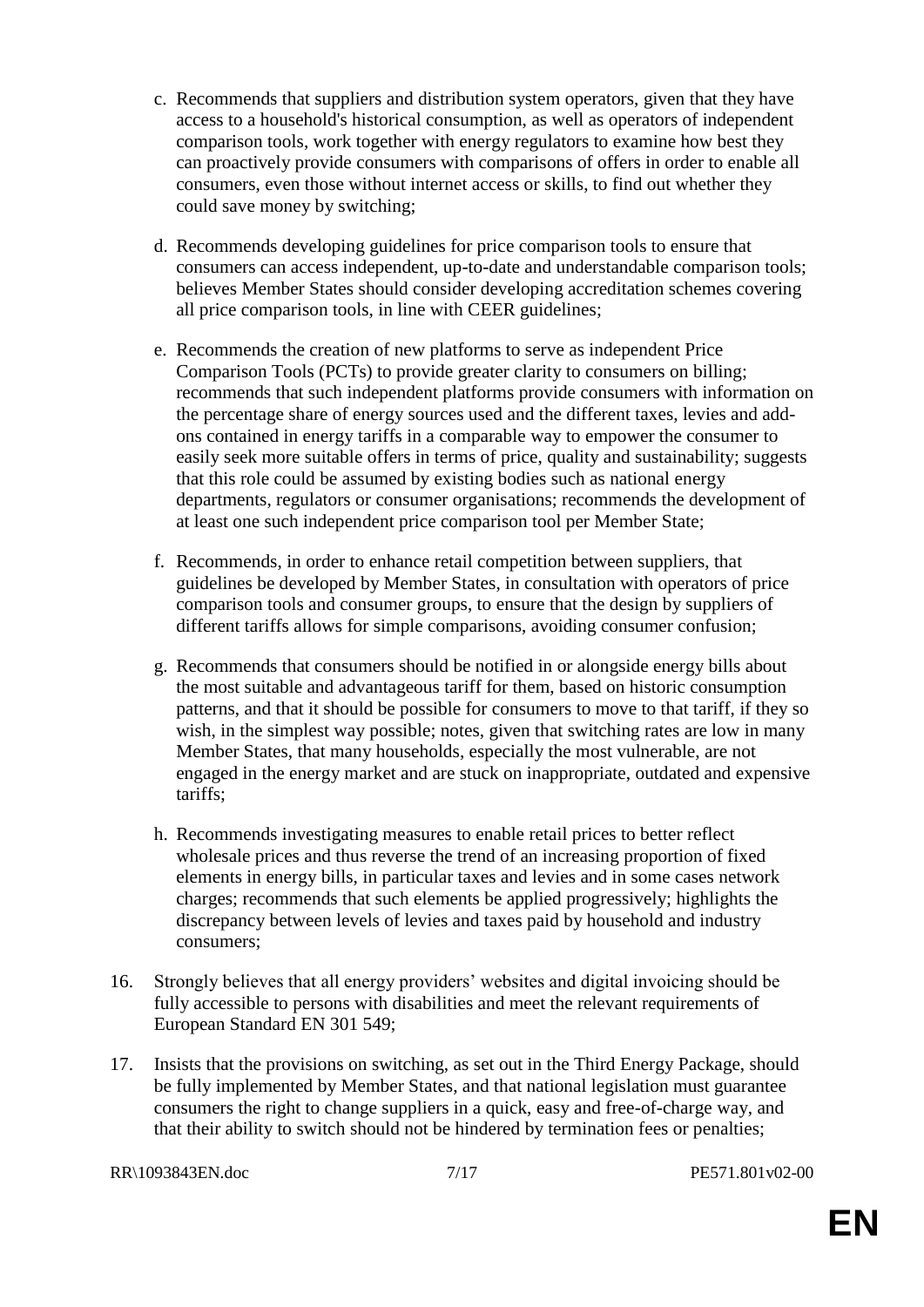c. Recommends that suppliers and distribution system operators, given that they have access to a household's historical consumption, as well as operators of independent comparison tools, work together with energy regulators to examine how best they can proactively provide consumers with comparisons of offers in order to enable all consumers, even those without internet access or skills, to find out whether they could save money by switching;

d. Recommends developing guidelines for price comparison tools to ensure that consumers can access independent, up-to-date and understandable comparison tools; believes Member States should consider developing accreditation schemes covering all price comparison tools, in line with CEER guidelines;

e. Recommends the creation of new platforms to serve as independent Price Comparison Tools (PCTs) to provide greater clarity to consumers on billing; recommends that such independent platforms provide consumers with information on the percentage share of energy sources used and the different taxes, levies and add-ons contained in energy tariffs in a comparable way to empower the consumer to easily seek more suitable offers in terms of price, quality and sustainability; suggests that this role could be assumed by existing bodies such as national energy departments, regulators or consumer organisations; recommends the development of at least one such independent price comparison tool per Member State;

f. Recommends, in order to enhance retail competition between suppliers, that guidelines be developed by Member States, in consultation with operators of price comparison tools and consumer groups, to ensure that the design by suppliers of different tariffs allows for simple comparisons, avoiding consumer confusion;

g. Recommends that consumers should be notified in or alongside energy bills about the most suitable and advantageous tariff for them, based on historic consumption patterns, and that it should be possible for consumers to move to that tariff, if they so wish, in the simplest way possible; notes, given that switching rates are low in many Member States, that many households, especially the most vulnerable, are not engaged in the energy market and are stuck on inappropriate, outdated and expensive tariffs;

h. Recommends investigating measures to enable retail prices to better reflect wholesale prices and thus reverse the trend of an increasing proportion of fixed elements in energy bills, in particular taxes and levies and in some cases network charges; recommends that such elements be applied progressively; highlights the discrepancy between levels of levies and taxes paid by household and industry consumers;

16. Strongly believes that all energy providers' websites and digital invoicing should be fully accessible to persons with disabilities and meet the relevant requirements of European Standard EN 301 549;

17. Insists that the provisions on switching, as set out in the Third Energy Package, should be fully implemented by Member States, and that national legislation must guarantee consumers the right to change suppliers in a quick, easy and free-of-charge way, and that their ability to switch should not be hindered by termination fees or penalties;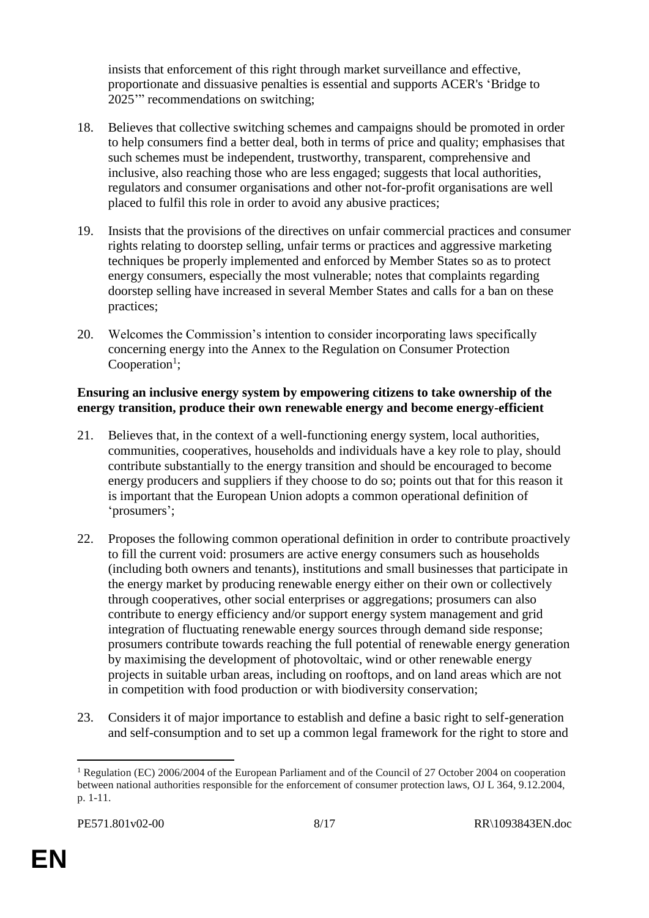insists that enforcement of this right through market surveillance and effective, proportionate and dissuasive penalties is essential and supports ACER's 'Bridge to 2025'" recommendations on switching;

18. Believes that collective switching schemes and campaigns should be promoted in order to help consumers find a better deal, both in terms of price and quality; emphasises that such schemes must be independent, trustworthy, transparent, comprehensive and inclusive, also reaching those who are less engaged; suggests that local authorities, regulators and consumer organisations and other not-for-profit organisations are well placed to fulfil this role in order to avoid any abusive practices;

19. Insists that the provisions of the directives on unfair commercial practices and consumer rights relating to doorstep selling, unfair terms or practices and aggressive marketing techniques be properly implemented and enforced by Member States so as to protect energy consumers, especially the most vulnerable; notes that complaints regarding doorstep selling have increased in several Member States and calls for a ban on these practices;

20. Welcomes the Commission's intention to consider incorporating laws specifically concerning energy into the Annex to the Regulation on Consumer Protection Cooperation[1];

**Ensuring an inclusive energy system by empowering citizens to take ownership of the energy transition, produce their own renewable energy and become energy-efficient**

21. Believes that, in the context of a well-functioning energy system, local authorities, communities, cooperatives, households and individuals have a key role to play, should contribute substantially to the energy transition and should be encouraged to become energy producers and suppliers if they choose to do so; points out that for this reason it is important that the European Union adopts a common operational definition of 'prosumers';

22. Proposes the following common operational definition in order to contribute proactively to fill the current void: prosumers are active energy consumers such as households (including both owners and tenants), institutions and small businesses that participate in the energy market by producing renewable energy either on their own or collectively through cooperatives, other social enterprises or aggregations; prosumers can also contribute to energy efficiency and/or support energy system management and grid integration of fluctuating renewable energy sources through demand side response; prosumers contribute towards reaching the full potential of renewable energy generation by maximising the development of photovoltaic, wind or other renewable energy projects in suitable urban areas, including on rooftops, and on land areas which are not in competition with food production or with biodiversity conservation;

23. Considers it of major importance to establish and define a basic right to self-generation and self-consumption and to set up a common legal framework for the right to store and

---

[1] Regulation (EC) 2006/2004 of the European Parliament and of the Council of 27 October 2004 on cooperation between national authorities responsible for the enforcement of consumer protection laws, OJ L 364, 9.12.2004, p. 1-11.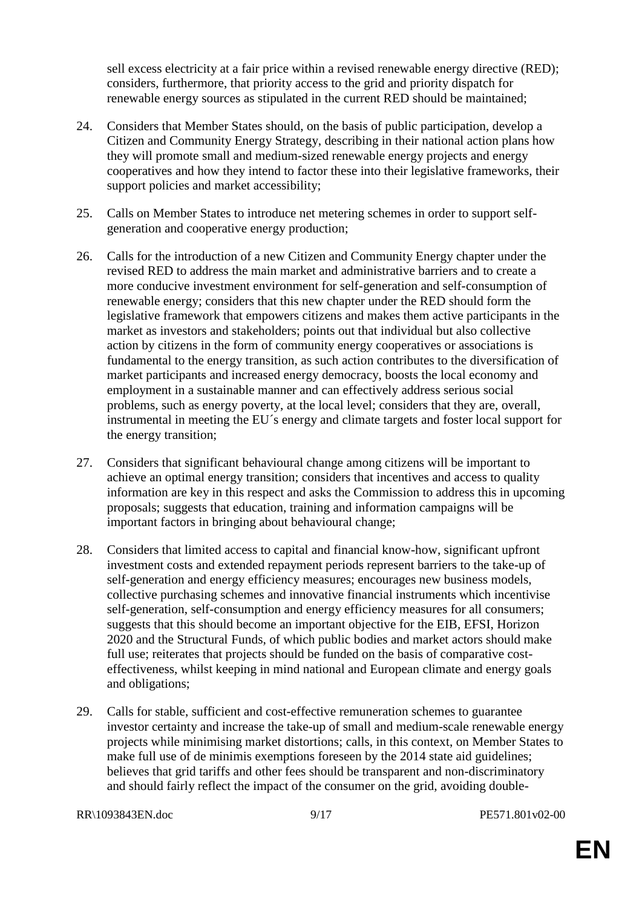sell excess electricity at a fair price within a revised renewable energy directive (RED); considers, furthermore, that priority access to the grid and priority dispatch for renewable energy sources as stipulated in the current RED should be maintained;

24. Considers that Member States should, on the basis of public participation, develop a Citizen and Community Energy Strategy, describing in their national action plans how they will promote small and medium-sized renewable energy projects and energy cooperatives and how they intend to factor these into their legislative frameworks, their support policies and market accessibility;

25. Calls on Member States to introduce net metering schemes in order to support self-generation and cooperative energy production;

26. Calls for the introduction of a new Citizen and Community Energy chapter under the revised RED to address the main market and administrative barriers and to create a more conducive investment environment for self-generation and self-consumption of renewable energy; considers that this new chapter under the RED should form the legislative framework that empowers citizens and makes them active participants in the market as investors and stakeholders; points out that individual but also collective action by citizens in the form of community energy cooperatives or associations is fundamental to the energy transition, as such action contributes to the diversification of market participants and increased energy democracy, boosts the local economy and employment in a sustainable manner and can effectively address serious social problems, such as energy poverty, at the local level; considers that they are, overall, instrumental in meeting the EU´s energy and climate targets and foster local support for the energy transition;

27. Considers that significant behavioural change among citizens will be important to achieve an optimal energy transition; considers that incentives and access to quality information are key in this respect and asks the Commission to address this in upcoming proposals; suggests that education, training and information campaigns will be important factors in bringing about behavioural change;

28. Considers that limited access to capital and financial know-how, significant upfront investment costs and extended repayment periods represent barriers to the take-up of self-generation and energy efficiency measures; encourages new business models, collective purchasing schemes and innovative financial instruments which incentivise self-generation, self-consumption and energy efficiency measures for all consumers; suggests that this should become an important objective for the EIB, EFSI, Horizon 2020 and the Structural Funds, of which public bodies and market actors should make full use; reiterates that projects should be funded on the basis of comparative cost-effectiveness, whilst keeping in mind national and European climate and energy goals and obligations;

29. Calls for stable, sufficient and cost-effective remuneration schemes to guarantee investor certainty and increase the take-up of small and medium-scale renewable energy projects while minimising market distortions; calls, in this context, on Member States to make full use of de minimis exemptions foreseen by the 2014 state aid guidelines; believes that grid tariffs and other fees should be transparent and non-discriminatory and should fairly reflect the impact of the consumer on the grid, avoiding double-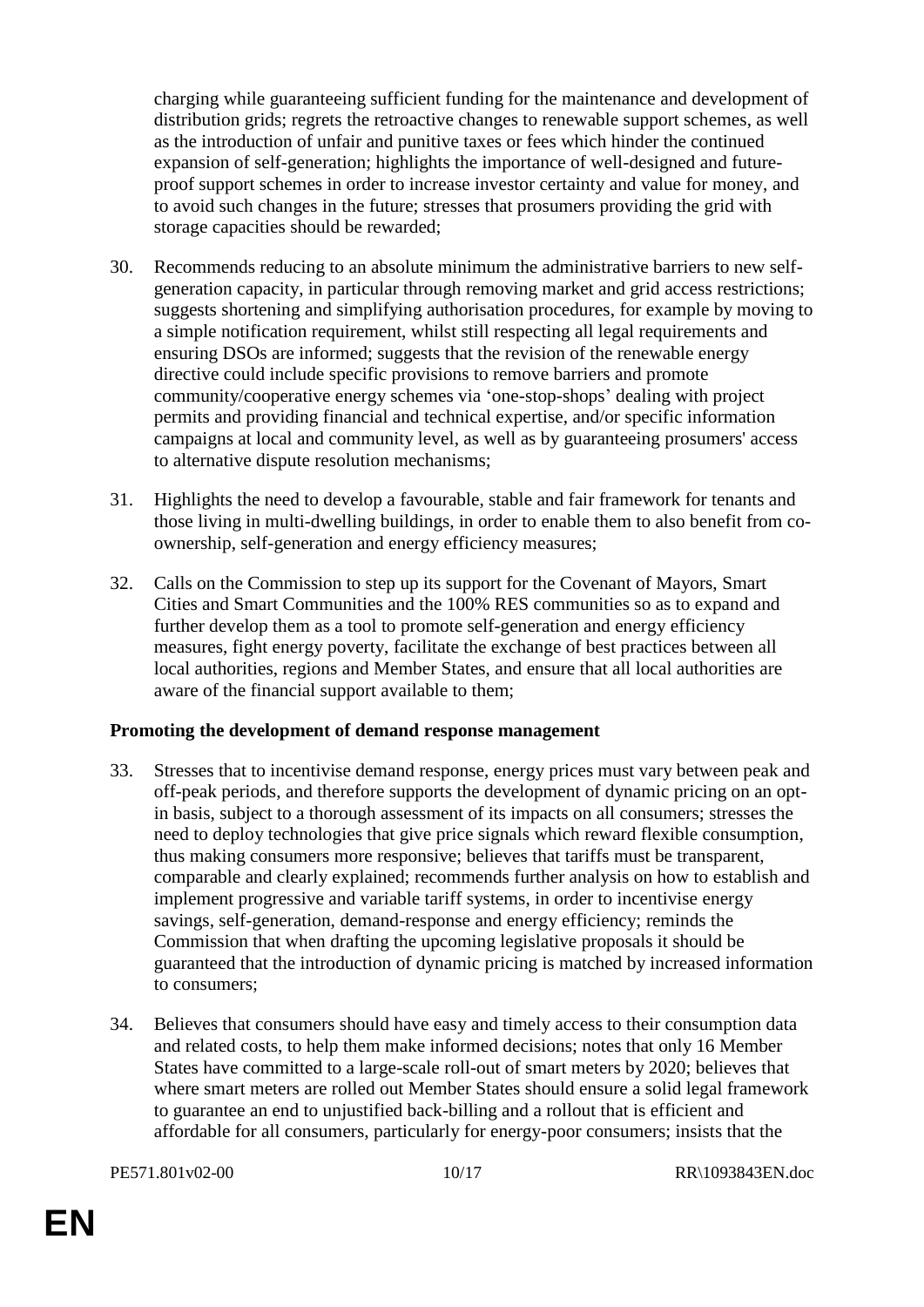charging while guaranteeing sufficient funding for the maintenance and development of distribution grids; regrets the retroactive changes to renewable support schemes, as well as the introduction of unfair and punitive taxes or fees which hinder the continued expansion of self-generation; highlights the importance of well-designed and future-proof support schemes in order to increase investor certainty and value for money, and to avoid such changes in the future; stresses that prosumers providing the grid with storage capacities should be rewarded;

30. Recommends reducing to an absolute minimum the administrative barriers to new self-generation capacity, in particular through removing market and grid access restrictions; suggests shortening and simplifying authorisation procedures, for example by moving to a simple notification requirement, whilst still respecting all legal requirements and ensuring DSOs are informed; suggests that the revision of the renewable energy directive could include specific provisions to remove barriers and promote community/cooperative energy schemes via 'one-stop-shops' dealing with project permits and providing financial and technical expertise, and/or specific information campaigns at local and community level, as well as by guaranteeing prosumers' access to alternative dispute resolution mechanisms;

31. Highlights the need to develop a favourable, stable and fair framework for tenants and those living in multi-dwelling buildings, in order to enable them to also benefit from co-ownership, self-generation and energy efficiency measures;

32. Calls on the Commission to step up its support for the Covenant of Mayors, Smart Cities and Smart Communities and the 100% RES communities so as to expand and further develop them as a tool to promote self-generation and energy efficiency measures, fight energy poverty, facilitate the exchange of best practices between all local authorities, regions and Member States, and ensure that all local authorities are aware of the financial support available to them;

**Promoting the development of demand response management**

33. Stresses that to incentivise demand response, energy prices must vary between peak and off-peak periods, and therefore supports the development of dynamic pricing on an opt-in basis, subject to a thorough assessment of its impacts on all consumers; stresses the need to deploy technologies that give price signals which reward flexible consumption, thus making consumers more responsive; believes that tariffs must be transparent, comparable and clearly explained; recommends further analysis on how to establish and implement progressive and variable tariff systems, in order to incentivise energy savings, self-generation, demand-response and energy efficiency; reminds the Commission that when drafting the upcoming legislative proposals it should be guaranteed that the introduction of dynamic pricing is matched by increased information to consumers;

34. Believes that consumers should have easy and timely access to their consumption data and related costs, to help them make informed decisions; notes that only 16 Member States have committed to a large-scale roll-out of smart meters by 2020; believes that where smart meters are rolled out Member States should ensure a solid legal framework to guarantee an end to unjustified back-billing and a rollout that is efficient and affordable for all consumers, particularly for energy-poor consumers; insists that the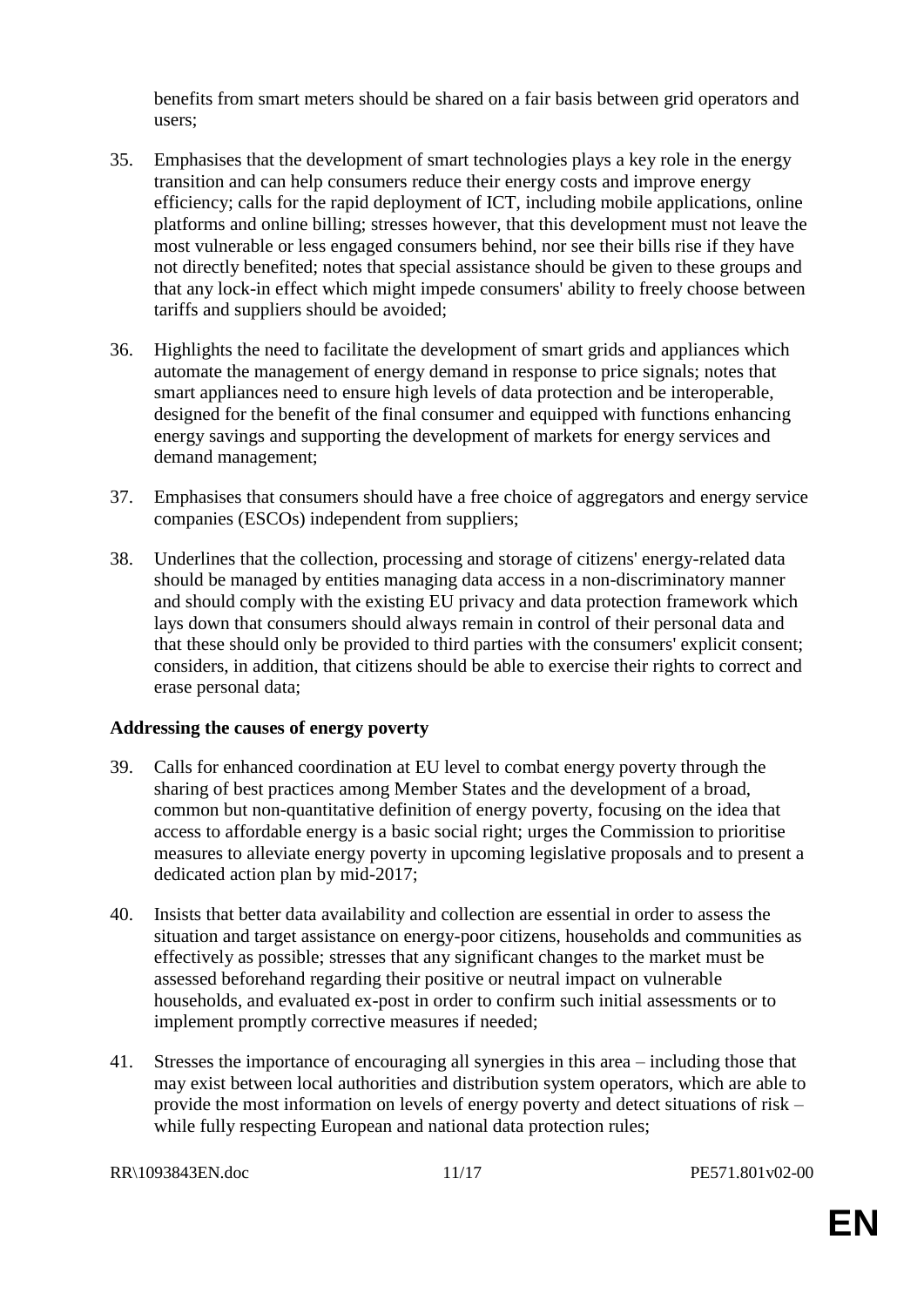benefits from smart meters should be shared on a fair basis between grid operators and users;

35. Emphasises that the development of smart technologies plays a key role in the energy transition and can help consumers reduce their energy costs and improve energy efficiency; calls for the rapid deployment of ICT, including mobile applications, online platforms and online billing; stresses however, that this development must not leave the most vulnerable or less engaged consumers behind, nor see their bills rise if they have not directly benefited; notes that special assistance should be given to these groups and that any lock-in effect which might impede consumers' ability to freely choose between tariffs and suppliers should be avoided;

36. Highlights the need to facilitate the development of smart grids and appliances which automate the management of energy demand in response to price signals; notes that smart appliances need to ensure high levels of data protection and be interoperable, designed for the benefit of the final consumer and equipped with functions enhancing energy savings and supporting the development of markets for energy services and demand management;

37. Emphasises that consumers should have a free choice of aggregators and energy service companies (ESCOs) independent from suppliers;

38. Underlines that the collection, processing and storage of citizens' energy-related data should be managed by entities managing data access in a non-discriminatory manner and should comply with the existing EU privacy and data protection framework which lays down that consumers should always remain in control of their personal data and that these should only be provided to third parties with the consumers' explicit consent; considers, in addition, that citizens should be able to exercise their rights to correct and erase personal data;

**Addressing the causes of energy poverty**

39. Calls for enhanced coordination at EU level to combat energy poverty through the sharing of best practices among Member States and the development of a broad, common but non-quantitative definition of energy poverty, focusing on the idea that access to affordable energy is a basic social right; urges the Commission to prioritise measures to alleviate energy poverty in upcoming legislative proposals and to present a dedicated action plan by mid-2017;

40. Insists that better data availability and collection are essential in order to assess the situation and target assistance on energy-poor citizens, households and communities as effectively as possible; stresses that any significant changes to the market must be assessed beforehand regarding their positive or neutral impact on vulnerable households, and evaluated ex-post in order to confirm such initial assessments or to implement promptly corrective measures if needed;

41. Stresses the importance of encouraging all synergies in this area – including those that may exist between local authorities and distribution system operators, which are able to provide the most information on levels of energy poverty and detect situations of risk – while fully respecting European and national data protection rules;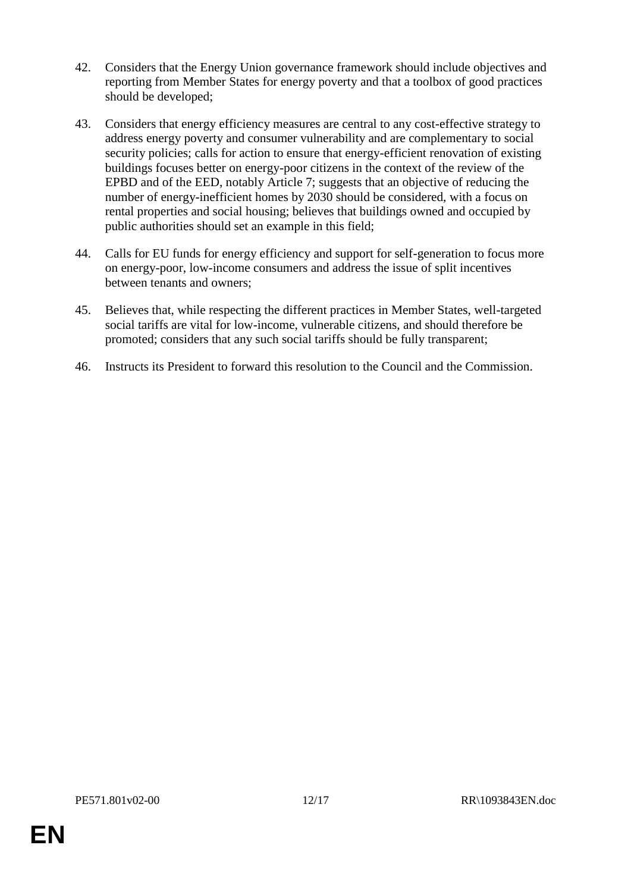42. Considers that the Energy Union governance framework should include objectives and reporting from Member States for energy poverty and that a toolbox of good practices should be developed;

43. Considers that energy efficiency measures are central to any cost-effective strategy to address energy poverty and consumer vulnerability and are complementary to social security policies; calls for action to ensure that energy-efficient renovation of existing buildings focuses better on energy-poor citizens in the context of the review of the EPBD and of the EED, notably Article 7; suggests that an objective of reducing the number of energy-inefficient homes by 2030 should be considered, with a focus on rental properties and social housing; believes that buildings owned and occupied by public authorities should set an example in this field;

44. Calls for EU funds for energy efficiency and support for self-generation to focus more on energy-poor, low-income consumers and address the issue of split incentives between tenants and owners;

45. Believes that, while respecting the different practices in Member States, well-targeted social tariffs are vital for low-income, vulnerable citizens, and should therefore be promoted; considers that any such social tariffs should be fully transparent;

46. Instructs its President to forward this resolution to the Council and the Commission.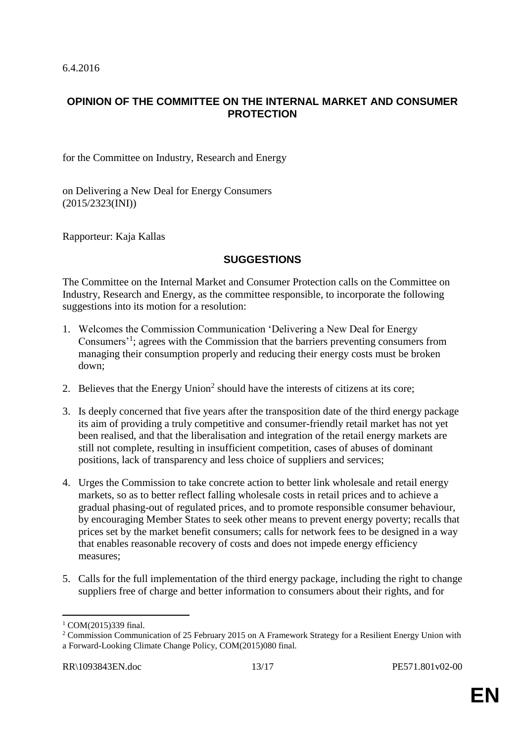6.4.2016

## OPINION OF THE COMMITTEE ON THE INTERNAL MARKET AND CONSUMER PROTECTION

for the Committee on Industry, Research and Energy

on Delivering a New Deal for Energy Consumers
(2015/2323(INI))

Rapporteur: Kaja Kallas

## SUGGESTIONS

The Committee on the Internal Market and Consumer Protection calls on the Committee on Industry, Research and Energy, as the committee responsible, to incorporate the following suggestions into its motion for a resolution:

1. Welcomes the Commission Communication 'Delivering a New Deal for Energy Consumers'[1]; agrees with the Commission that the barriers preventing consumers from managing their consumption properly and reducing their energy costs must be broken down;

2. Believes that the Energy Union[2] should have the interests of citizens at its core;

3. Is deeply concerned that five years after the transposition date of the third energy package its aim of providing a truly competitive and consumer-friendly retail market has not yet been realised, and that the liberalisation and integration of the retail energy markets are still not complete, resulting in insufficient competition, cases of abuses of dominant positions, lack of transparency and less choice of suppliers and services;

4. Urges the Commission to take concrete action to better link wholesale and retail energy markets, so as to better reflect falling wholesale costs in retail prices and to achieve a gradual phasing-out of regulated prices, and to promote responsible consumer behaviour, by encouraging Member States to seek other means to prevent energy poverty; recalls that prices set by the market benefit consumers; calls for network fees to be designed in a way that enables reasonable recovery of costs and does not impede energy efficiency measures;

5. Calls for the full implementation of the third energy package, including the right to change suppliers free of charge and better information to consumers about their rights, and for

[1] COM(2015)339 final.

[2] Commission Communication of 25 February 2015 on A Framework Strategy for a Resilient Energy Union with a Forward-Looking Climate Change Policy, COM(2015)080 final.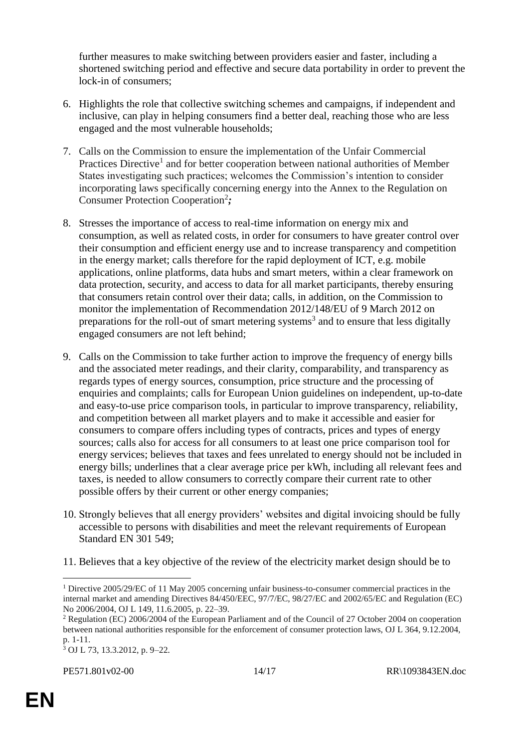further measures to make switching between providers easier and faster, including a shortened switching period and effective and secure data portability in order to prevent the lock-in of consumers;

6. Highlights the role that collective switching schemes and campaigns, if independent and inclusive, can play in helping consumers find a better deal, reaching those who are less engaged and the most vulnerable households;

7. Calls on the Commission to ensure the implementation of the Unfair Commercial Practices Directive[1] and for better cooperation between national authorities of Member States investigating such practices; welcomes the Commission's intention to consider incorporating laws specifically concerning energy into the Annex to the Regulation on Consumer Protection Cooperation[2]***;***

8. Stresses the importance of access to real-time information on energy mix and consumption, as well as related costs, in order for consumers to have greater control over their consumption and efficient energy use and to increase transparency and competition in the energy market; calls therefore for the rapid deployment of ICT, e.g. mobile applications, online platforms, data hubs and smart meters, within a clear framework on data protection, security, and access to data for all market participants, thereby ensuring that consumers retain control over their data; calls, in addition, on the Commission to monitor the implementation of Recommendation 2012/148/EU of 9 March 2012 on preparations for the roll-out of smart metering systems[3] and to ensure that less digitally engaged consumers are not left behind;

9. Calls on the Commission to take further action to improve the frequency of energy bills and the associated meter readings, and their clarity, comparability, and transparency as regards types of energy sources, consumption, price structure and the processing of enquiries and complaints; calls for European Union guidelines on independent, up-to-date and easy-to-use price comparison tools, in particular to improve transparency, reliability, and competition between all market players and to make it accessible and easier for consumers to compare offers including types of contracts, prices and types of energy sources; calls also for access for all consumers to at least one price comparison tool for energy services; believes that taxes and fees unrelated to energy should not be included in energy bills; underlines that a clear average price per kWh, including all relevant fees and taxes, is needed to allow consumers to correctly compare their current rate to other possible offers by their current or other energy companies;

10. Strongly believes that all energy providers' websites and digital invoicing should be fully accessible to persons with disabilities and meet the relevant requirements of European Standard EN 301 549;

11. Believes that a key objective of the review of the electricity market design should be to

---

[1] Directive 2005/29/EC of 11 May 2005 concerning unfair business-to-consumer commercial practices in the internal market and amending Directives 84/450/EEC, 97/7/EC, 98/27/EC and 2002/65/EC and Regulation (EC) No 2006/2004, OJ L 149, 11.6.2005, p. 22–39.

[2] Regulation (EC) 2006/2004 of the European Parliament and of the Council of 27 October 2004 on cooperation between national authorities responsible for the enforcement of consumer protection laws, OJ L 364, 9.12.2004, p. 1-11.

[3] OJ L 73, 13.3.2012, p. 9–22.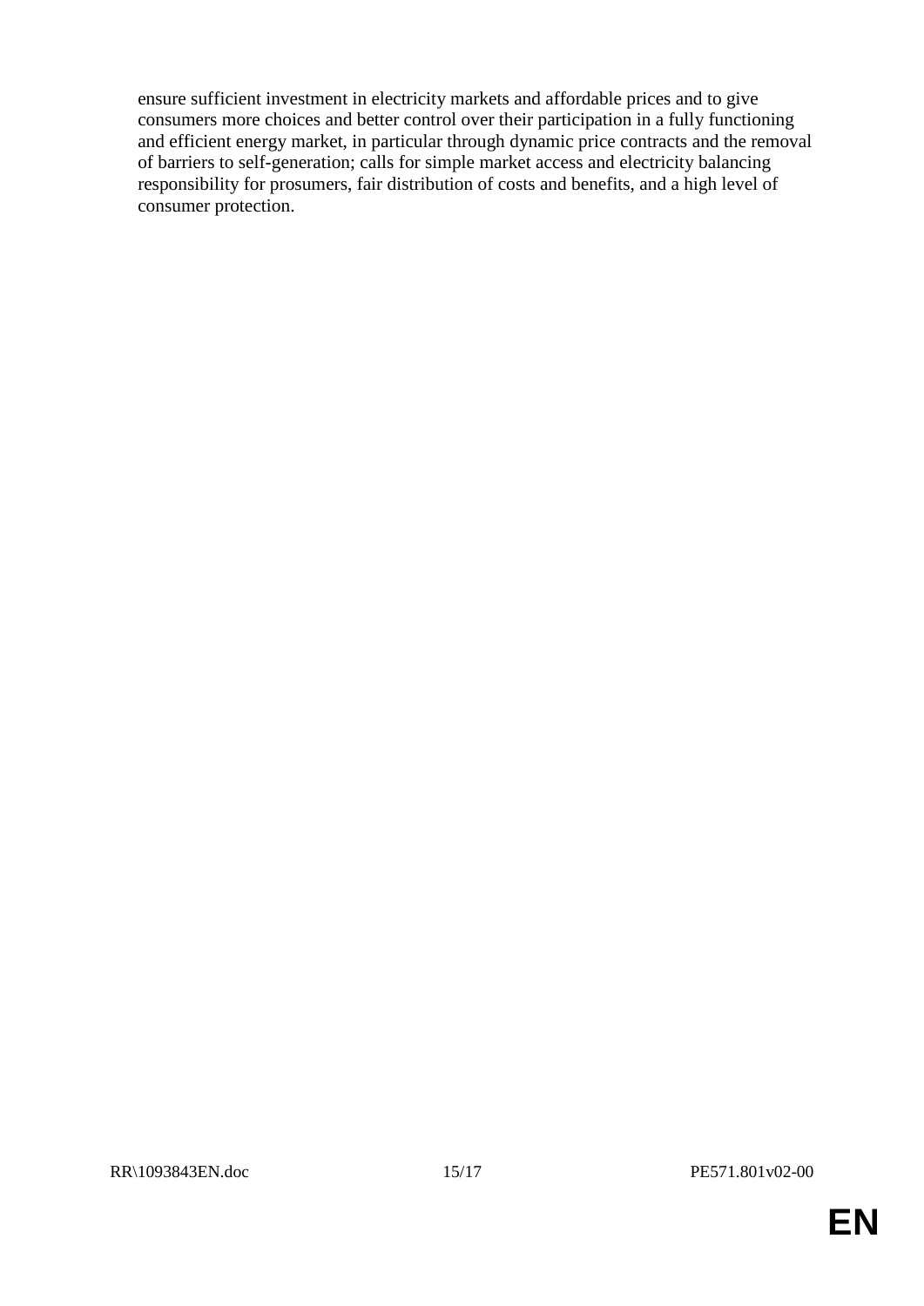ensure sufficient investment in electricity markets and affordable prices and to give consumers more choices and better control over their participation in a fully functioning and efficient energy market, in particular through dynamic price contracts and the removal of barriers to self-generation; calls for simple market access and electricity balancing responsibility for prosumers, fair distribution of costs and benefits, and a high level of consumer protection.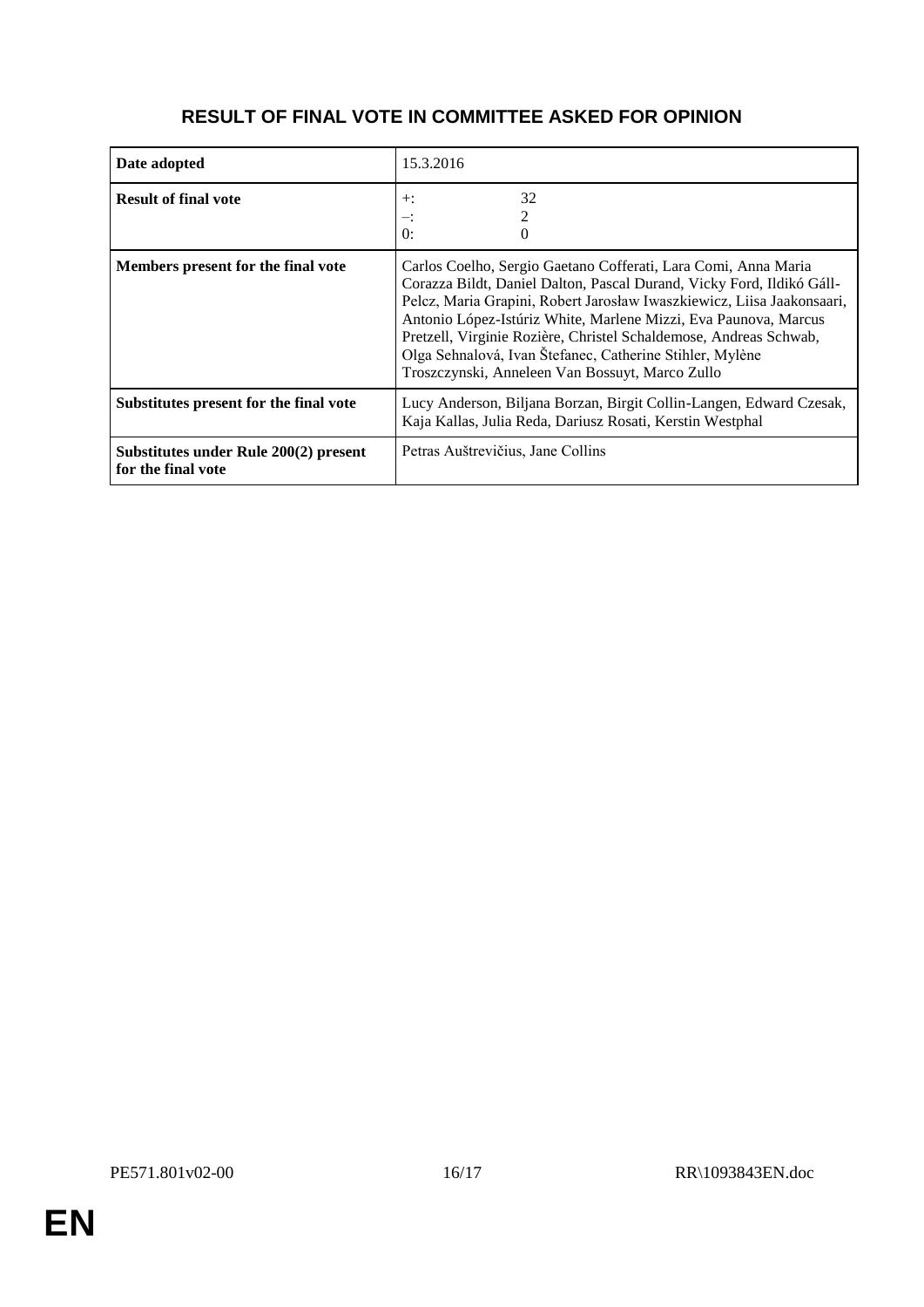# RESULT OF FINAL VOTE IN COMMITTEE ASKED FOR OPINION

| | |
|---|---|
| **Date adopted** | 15.3.2016 |
| **Result of final vote** | +: 32<br>–: 2<br>0: 0 |
| **Members present for the final vote** | Carlos Coelho, Sergio Gaetano Cofferati, Lara Comi, Anna Maria Corazza Bildt, Daniel Dalton, Pascal Durand, Vicky Ford, Ildikó Gáll-Pelcz, Maria Grapini, Robert Jarosław Iwaszkiewicz, Liisa Jaakonsaari, Antonio López-Istúriz White, Marlene Mizzi, Eva Paunova, Marcus Pretzell, Virginie Rozière, Christel Schaldemose, Andreas Schwab, Olga Sehnalová, Ivan Štefanec, Catherine Stihler, Mylène Troszczynski, Anneleen Van Bossuyt, Marco Zullo |
| **Substitutes present for the final vote** | Lucy Anderson, Biljana Borzan, Birgit Collin-Langen, Edward Czesak, Kaja Kallas, Julia Reda, Dariusz Rosati, Kerstin Westphal |
| **Substitutes under Rule 200(2) present for the final vote** | Petras Auštrevičius, Jane Collins |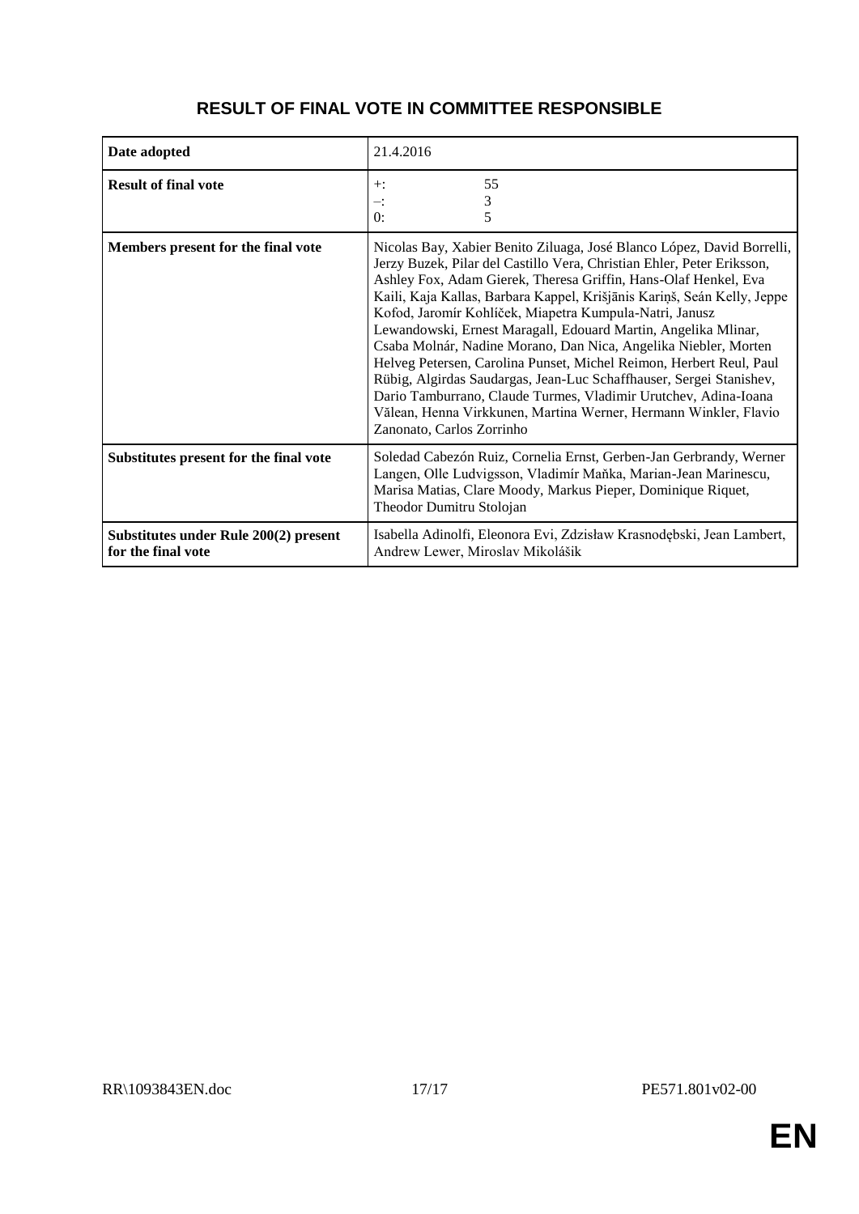## RESULT OF FINAL VOTE IN COMMITTEE RESPONSIBLE

| | |
|---|---|
| **Date adopted** | 21.4.2016 |
| **Result of final vote** | +: 55<br>–: 3<br>0: 5 |
| **Members present for the final vote** | Nicolas Bay, Xabier Benito Ziluaga, José Blanco López, David Borrelli, Jerzy Buzek, Pilar del Castillo Vera, Christian Ehler, Peter Eriksson, Ashley Fox, Adam Gierek, Theresa Griffin, Hans-Olaf Henkel, Eva Kaili, Kaja Kallas, Barbara Kappel, Krišjānis Kariņš, Seán Kelly, Jeppe Kofod, Jaromír Kohlíček, Miapetra Kumpula-Natri, Janusz Lewandowski, Ernest Maragall, Edouard Martin, Angelika Mlinar, Csaba Molnár, Nadine Morano, Dan Nica, Angelika Niebler, Morten Helveg Petersen, Carolina Punset, Michel Reimon, Herbert Reul, Paul Rübig, Algirdas Saudargas, Jean-Luc Schaffhauser, Sergei Stanishev, Dario Tamburrano, Claude Turmes, Vladimir Urutchev, Adina-Ioana Vălean, Henna Virkkunen, Martina Werner, Hermann Winkler, Flavio Zanonato, Carlos Zorrinho |
| **Substitutes present for the final vote** | Soledad Cabezón Ruiz, Cornelia Ernst, Gerben-Jan Gerbrandy, Werner Langen, Olle Ludvigsson, Vladimír Maňka, Marian-Jean Marinescu, Marisa Matias, Clare Moody, Markus Pieper, Dominique Riquet, Theodor Dumitru Stolojan |
| **Substitutes under Rule 200(2) present for the final vote** | Isabella Adinolfi, Eleonora Evi, Zdzisław Krasnodębski, Jean Lambert, Andrew Lewer, Miroslav Mikolášik |